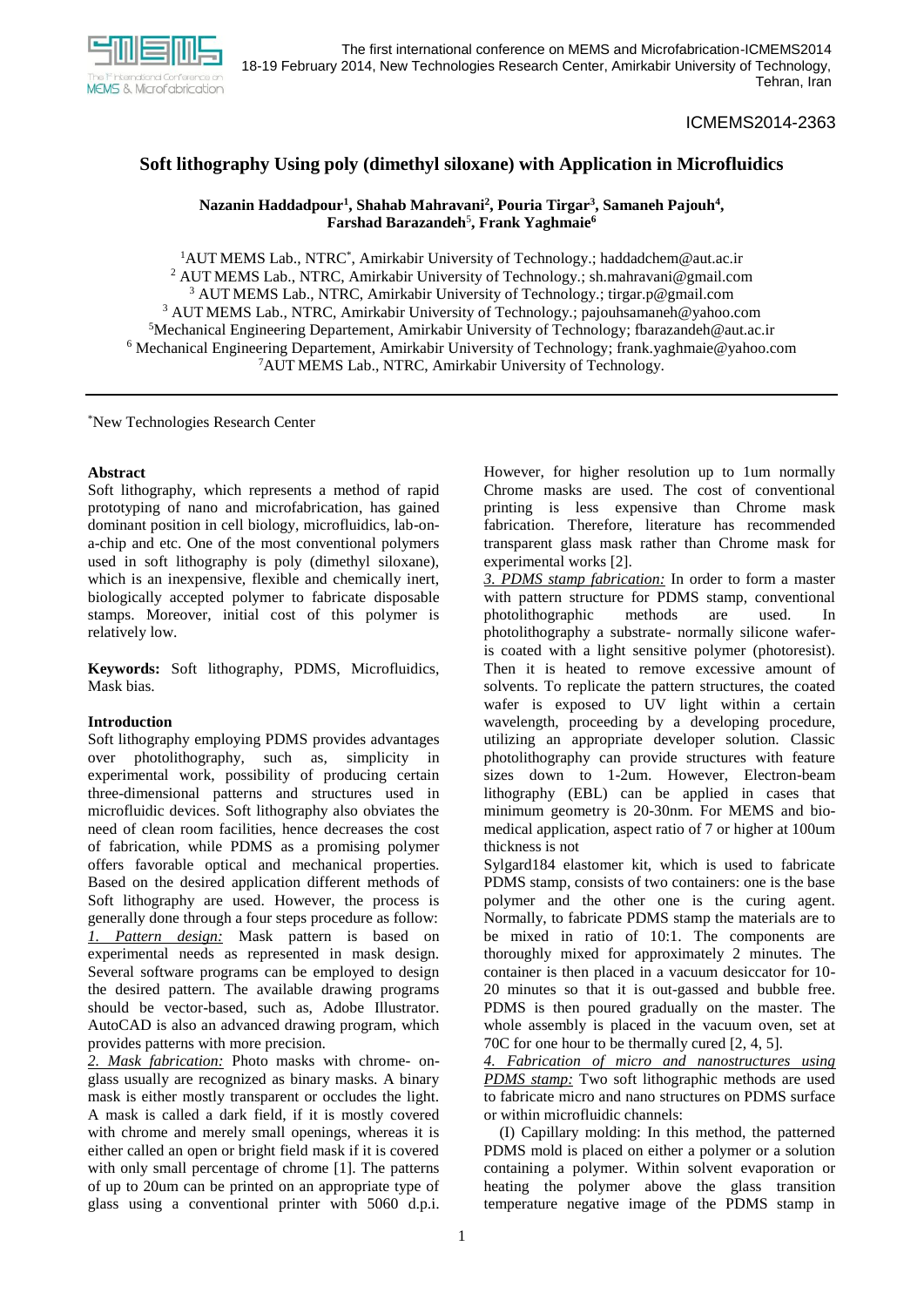ICMEMS2014-2363

# Soft lithography Using poly (dimethyl siloxane) with Application in Microfluidics

**Nazanin Haddadpour[1], Shahab Mahravani[2], Pouria Tirgar[3], Samaneh Pajouh[4], Farshad Barazandeh[5], Frank Yaghmaie[6]**

[1]AUT MEMS Lab., NTRC[*], Amirkabir University of Technology.; haddadchem@aut.ac.ir
[2] AUT MEMS Lab., NTRC, Amirkabir University of Technology.; sh.mahravani@gmail.com
[3] AUT MEMS Lab., NTRC, Amirkabir University of Technology.; tirgar.p@gmail.com
[3] AUT MEMS Lab., NTRC, Amirkabir University of Technology.; pajouhsamaneh@yahoo.com
[5]Mechanical Engineering Departement, Amirkabir University of Technology; fbarazandeh@aut.ac.ir
[6] Mechanical Engineering Departement, Amirkabir University of Technology; frank.yaghmaie@yahoo.com
[7]AUT MEMS Lab., NTRC, Amirkabir University of Technology.

[*]New Technologies Research Center

## Abstract

Soft lithography, which represents a method of rapid prototyping of nano and microfabrication, has gained dominant position in cell biology, microfluidics, lab-on-a-chip and etc. One of the most conventional polymers used in soft lithography is poly (dimethyl siloxane), which is an inexpensive, flexible and chemically inert, biologically accepted polymer to fabricate disposable stamps. Moreover, initial cost of this polymer is relatively low.

**Keywords:** Soft lithography, PDMS, Microfluidics, Mask bias.

## Introduction

Soft lithography employing PDMS provides advantages over photolithography, such as, simplicity in experimental work, possibility of producing certain three-dimensional patterns and structures used in microfluidic devices. Soft lithography also obviates the need of clean room facilities, hence decreases the cost of fabrication, while PDMS as a promising polymer offers favorable optical and mechanical properties. Based on the desired application different methods of Soft lithography are used. However, the process is generally done through a four steps procedure as follow:

*1. Pattern design:* Mask pattern is based on experimental needs as represented in mask design. Several software programs can be employed to design the desired pattern. The available drawing programs should be vector-based, such as, Adobe Illustrator. AutoCAD is also an advanced drawing program, which provides patterns with more precision.

*2. Mask fabrication:* Photo masks with chrome- on-glass usually are recognized as binary masks. A binary mask is either mostly transparent or occludes the light. A mask is called a dark field, if it is mostly covered with chrome and merely small openings, whereas it is either called an open or bright field mask if it is covered with only small percentage of chrome [1]. The patterns of up to 20um can be printed on an appropriate type of glass using a conventional printer with 5060 d.p.i. However, for higher resolution up to 1um normally Chrome masks are used. The cost of conventional printing is less expensive than Chrome mask fabrication. Therefore, literature has recommended transparent glass mask rather than Chrome mask for experimental works [2].

*3. PDMS stamp fabrication:* In order to form a master with pattern structure for PDMS stamp, conventional photolithographic methods are used. In photolithography a substrate- normally silicone wafer- is coated with a light sensitive polymer (photoresist). Then it is heated to remove excessive amount of solvents. To replicate the pattern structures, the coated wafer is exposed to UV light within a certain wavelength, proceeding by a developing procedure, utilizing an appropriate developer solution. Classic photolithography can provide structures with feature sizes down to 1-2um. However, Electron-beam lithography (EBL) can be applied in cases that minimum geometry is 20-30nm. For MEMS and bio-medical application, aspect ratio of 7 or higher at 100um thickness is not

Sylgard184 elastomer kit, which is used to fabricate PDMS stamp, consists of two containers: one is the base polymer and the other one is the curing agent. Normally, to fabricate PDMS stamp the materials are to be mixed in ratio of 10:1. The components are thoroughly mixed for approximately 2 minutes. The container is then placed in a vacuum desiccator for 10-20 minutes so that it is out-gassed and bubble free. PDMS is then poured gradually on the master. The whole assembly is placed in the vacuum oven, set at 70C for one hour to be thermally cured [2, 4, 5].

*4. Fabrication of micro and nanostructures using PDMS stamp:* Two soft lithographic methods are used to fabricate micro and nano structures on PDMS surface or within microfluidic channels:

(I) Capillary molding: In this method, the patterned PDMS mold is placed on either a polymer or a solution containing a polymer. Within solvent evaporation or heating the polymer above the glass transition temperature negative image of the PDMS stamp in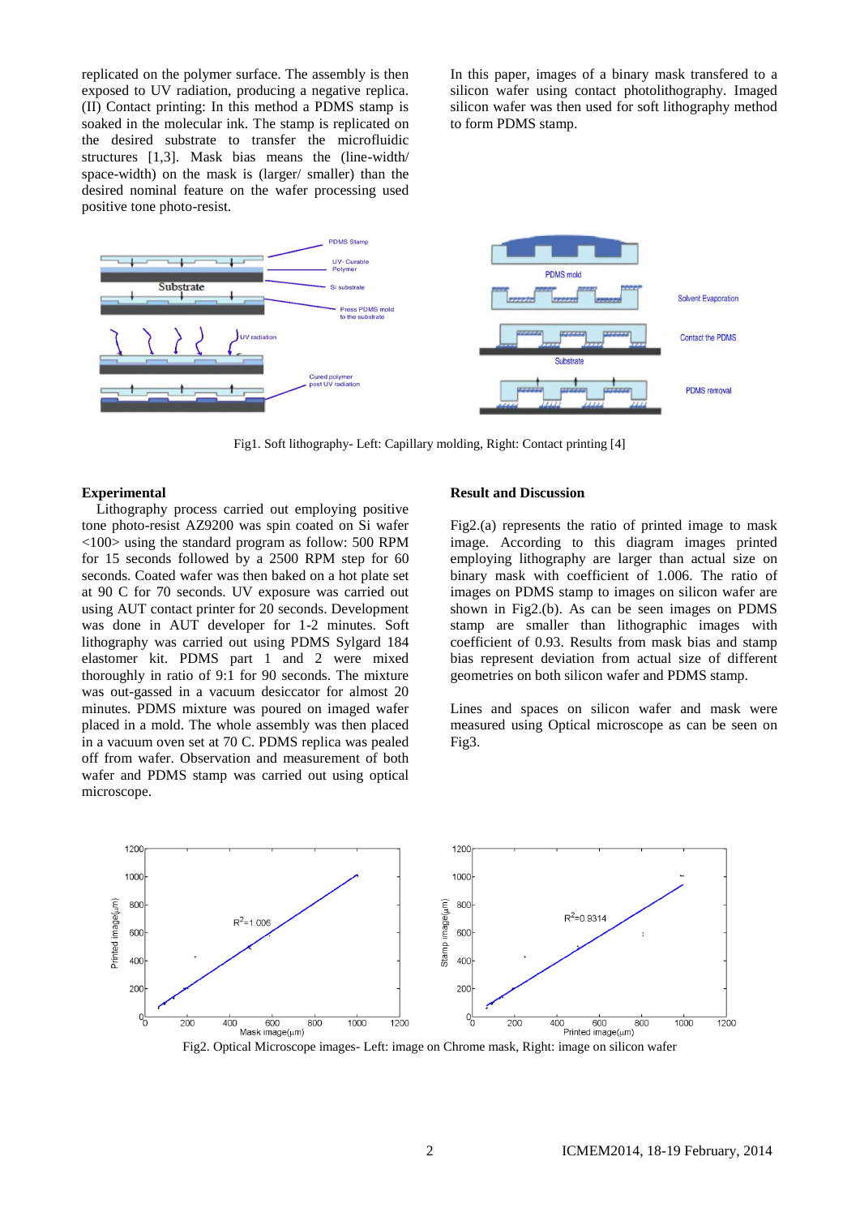replicated on the polymer surface. The assembly is then exposed to UV radiation, producing a negative replica. (II) Contact printing: In this method a PDMS stamp is soaked in the molecular ink. The stamp is replicated on the desired substrate to transfer the microfluidic structures [1,3]. Mask bias means the (line-width/ space-width) on the mask is (larger/ smaller) than the desired nominal feature on the wafer processing used positive tone photo-resist.

In this paper, images of a binary mask transfered to a silicon wafer using contact photolithography. Imaged silicon wafer was then used for soft lithography method to form PDMS stamp.

Fig1. Soft lithography- Left: Capillary molding, Right: Contact printing [4]

## Experimental

Lithography process carried out employing positive tone photo-resist AZ9200 was spin coated on Si wafer <100> using the standard program as follow: 500 RPM for 15 seconds followed by a 2500 RPM step for 60 seconds. Coated wafer was then baked on a hot plate set at 90 C for 70 seconds. UV exposure was carried out using AUT contact printer for 20 seconds. Development was done in AUT developer for 1-2 minutes. Soft lithography was carried out using PDMS Sylgard 184 elastomer kit. PDMS part 1 and 2 were mixed thoroughly in ratio of 9:1 for 90 seconds. The mixture was out-gassed in a vacuum desiccator for almost 20 minutes. PDMS mixture was poured on imaged wafer placed in a mold. The whole assembly was then placed in a vacuum oven set at 70 C. PDMS replica was pealed off from wafer. Observation and measurement of both wafer and PDMS stamp was carried out using optical microscope.

## Result and Discussion

Fig2.(a) represents the ratio of printed image to mask image. According to this diagram images printed employing lithography are larger than actual size on binary mask with coefficient of 1.006. The ratio of images on PDMS stamp to images on silicon wafer are shown in Fig2.(b). As can be seen images on PDMS stamp are smaller than lithographic images with coefficient of 0.93. Results from mask bias and stamp bias represent deviation from actual size of different geometries on both silicon wafer and PDMS stamp.

Lines and spaces on silicon wafer and mask were measured using Optical microscope as can be seen on Fig3.

Fig2. Optical Microscope images- Left: image on Chrome mask, Right: image on silicon wafer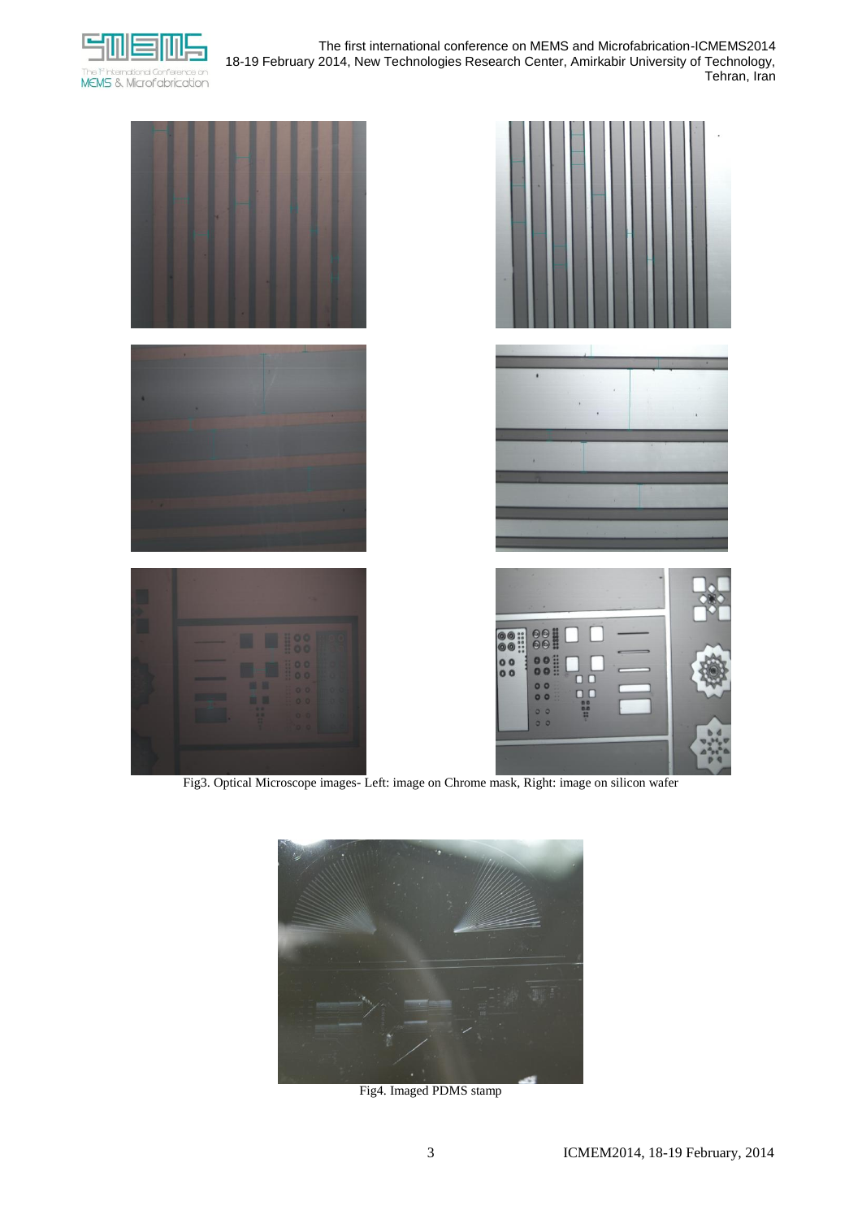Fig3. Optical Microscope images- Left: image on Chrome mask, Right: image on silicon wafer

Fig4. Imaged PDMS stamp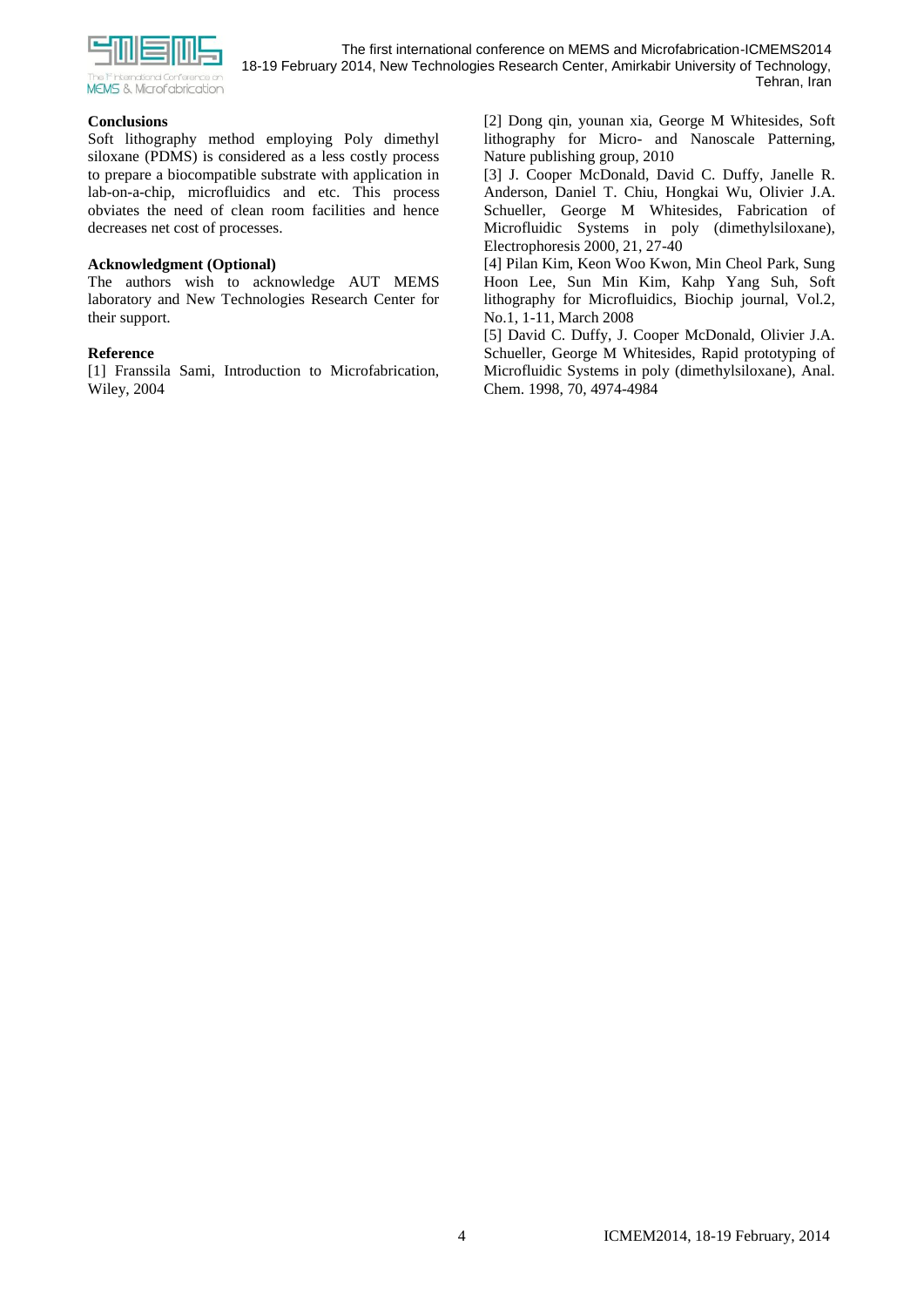## Conclusions

Soft lithography method employing Poly dimethyl siloxane (PDMS) is considered as a less costly process to prepare a biocompatible substrate with application in lab-on-a-chip, microfluidics and etc. This process obviates the need of clean room facilities and hence decreases net cost of processes.

## Acknowledgment (Optional)

The authors wish to acknowledge AUT MEMS laboratory and New Technologies Research Center for their support.

## Reference

[1] Franssila Sami, Introduction to Microfabrication, Wiley, 2004

[2] Dong qin, younan xia, George M Whitesides, Soft lithography for Micro- and Nanoscale Patterning, Nature publishing group, 2010

[3] J. Cooper McDonald, David C. Duffy, Janelle R. Anderson, Daniel T. Chiu, Hongkai Wu, Olivier J.A. Schueller, George M Whitesides, Fabrication of Microfluidic Systems in poly (dimethylsiloxane), Electrophoresis 2000, 21, 27-40

[4] Pilan Kim, Keon Woo Kwon, Min Cheol Park, Sung Hoon Lee, Sun Min Kim, Kahp Yang Suh, Soft lithography for Microfluidics, Biochip journal, Vol.2, No.1, 1-11, March 2008

[5] David C. Duffy, J. Cooper McDonald, Olivier J.A. Schueller, George M Whitesides, Rapid prototyping of Microfluidic Systems in poly (dimethylsiloxane), Anal. Chem. 1998, 70, 4974-4984